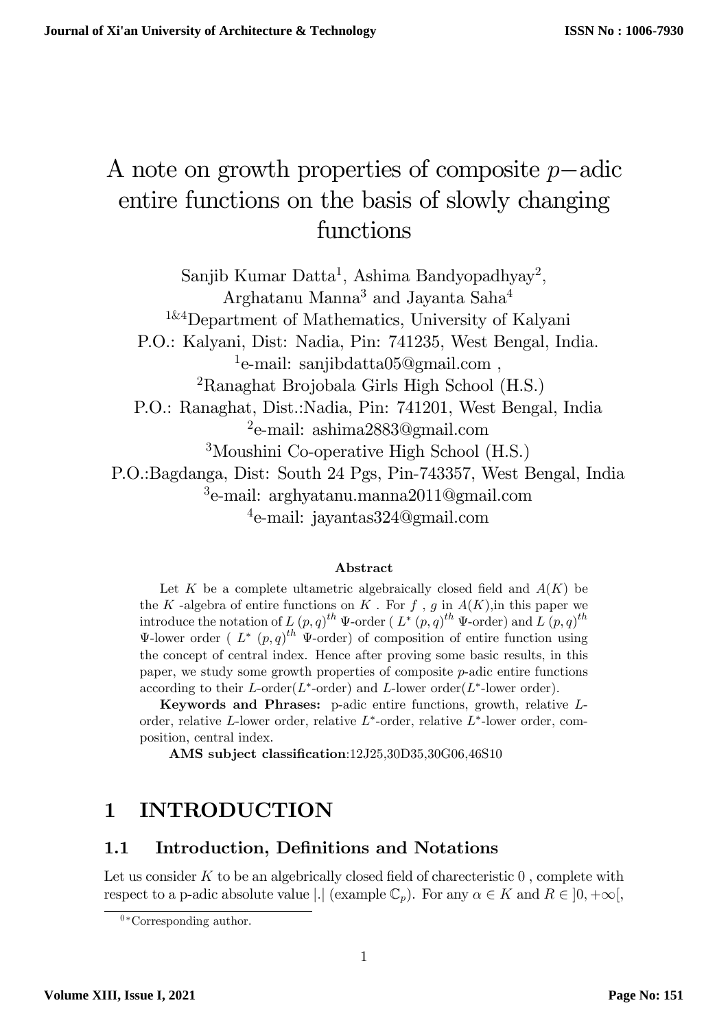# A note on growth properties of composite $p-$adic entire functions on the basis of slowly changing functions

Sanjib Kumar Datta[1], Ashima Bandyopadhyay[2], Arghatanu Manna[3] and Jayanta Saha[4]

[1&4]Department of Mathematics, University of Kalyani
P.O.: Kalyani, Dist: Nadia, Pin: 741235, West Bengal, India.
[1]e-mail: sanjibdatta05@gmail.com ,
[2]Ranaghat Brojobala Girls High School (H.S.)
P.O.: Ranaghat, Dist.:Nadia, Pin: 741201, West Bengal, India
[2]e-mail: ashima2883@gmail.com
[3]Moushini Co-operative High School (H.S.)
P.O.:Bagdanga, Dist: South 24 Pgs, Pin-743357, West Bengal, India
[3]e-mail: arghyatanu.manna2011@gmail.com
[4]e-mail: jayantas324@gmail.com

**Abstract**

Let $K$ be a complete ultametric algebraically closed field and $A(K)$ be the $K$ -algebra of entire functions on $K$ . For $f$ , $g$ in $A(K)$,in this paper we introduce the notation of $L\ (p,q)^{th}$ $\Psi$-order ( $L^*\ (p,q)^{th}$ $\Psi$-order) and $L\ (p,q)^{th}$ $\Psi$-lower order ( $L^*\ (p,q)^{th}$ $\Psi$-order) of composition of entire function using the concept of central index. Hence after proving some basic results, in this paper, we study some growth properties of composite $p$-adic entire functions according to their $L$-order($L^*$-order) and $L$-lower order($L^*$-lower order).

**Keywords and Phrases:** p-adic entire functions, growth, relative $L$-order, relative $L$-lower order, relative $L^*$-order, relative $L^*$-lower order, composition, central index.

**AMS subject classification**:12J25,30D35,30G06,46S10

# 1 INTRODUCTION

## 1.1 Introduction, Definitions and Notations

Let us consider $K$ to be an algebrically closed field of charecteristic 0 , complete with respect to a p-adic absolute value $|.|$ (example $\mathbb{C}_p$). For any $\alpha \in K$ and $R \in ]0, +\infty[$,

[0]*Corresponding author.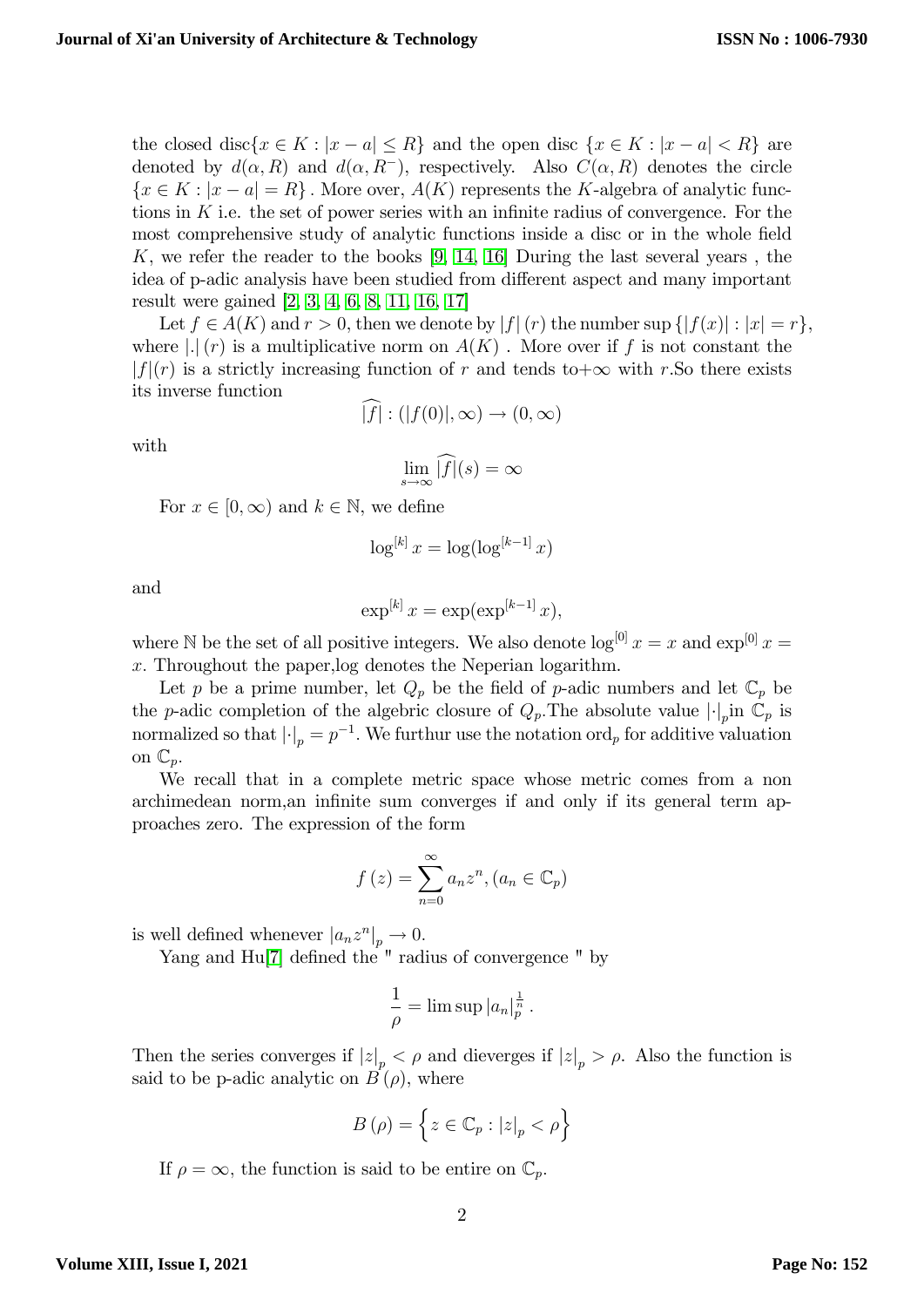the closed disc$\{x \in K : |x - a| \leq R\}$ and the open disc $\{x \in K : |x - a| < R\}$ are denoted by $d(\alpha, R)$ and $d(\alpha, R^{-})$, respectively. Also $C(\alpha, R)$ denotes the circle $\{x \in K : |x - a| = R\}$. More over, $A(K)$ represents the $K$-algebra of analytic functions in $K$ i.e. the set of power series with an infinite radius of convergence. For the most comprehensive study of analytic functions inside a disc or in the whole field $K$, we refer the reader to the books [9, 14, 16] During the last several years , the idea of p-adic analysis have been studied from different aspect and many important result were gained [2, 3, 4, 6, 8, 11, 16, 17]

Let $f \in A(K)$ and $r > 0$, then we denote by $|f|(r)$ the number $\sup\{|f(x)| : |x| = r\}$, where $|.|(r)$ is a multiplicative norm on $A(K)$ . More over if $f$ is not constant the $|f|(r)$ is a strictly increasing function of $r$ and tends to$+\infty$ with $r$.So there exists its inverse function

$$\widehat{|f|} : (|f(0)|, \infty) \to (0, \infty)$$

with

$$\lim_{s \to \infty} \widehat{|f|}(s) = \infty$$

For $x \in [0, \infty)$ and $k \in \mathbb{N}$, we define

$$\log^{[k]} x = \log(\log^{[k-1]} x)$$

and

$$\exp^{[k]} x = \exp(\exp^{[k-1]} x),$$

where $\mathbb{N}$ be the set of all positive integers. We also denote $\log^{[0]} x = x$ and $\exp^{[0]} x = x$. Throughout the paper,log denotes the Neperian logarithm.

Let $p$ be a prime number, let $Q_p$ be the field of $p$-adic numbers and let $\mathbb{C}_p$ be the $p$-adic completion of the algebric closure of $Q_p$.The absolute value $|\cdot|_p$in $\mathbb{C}_p$ is normalized so that $|\cdot|_p = p^{-1}$. We furthur use the notation $\text{ord}_p$ for additive valuation on $\mathbb{C}_p$.

We recall that in a complete metric space whose metric comes from a non archimedean norm,an infinite sum converges if and only if its general term approaches zero. The expression of the form

$$f(z) = \sum_{n=0}^{\infty} a_n z^n, (a_n \in \mathbb{C}_p)$$

is well defined whenever $|a_n z^n|_p \to 0$.

Yang and Hu[7] defined the " radius of convergence " by

$$\frac{1}{\rho} = \limsup |a_n|_p^{\frac{1}{n}}.$$

Then the series converges if $|z|_p < \rho$ and dieverges if $|z|_p > \rho$. Also the function is said to be p-adic analytic on $B(\rho)$, where

$$B(\rho) = \left\{ z \in \mathbb{C}_p : |z|_p < \rho \right\}$$

If $\rho = \infty$, the function is said to be entire on $\mathbb{C}_p$.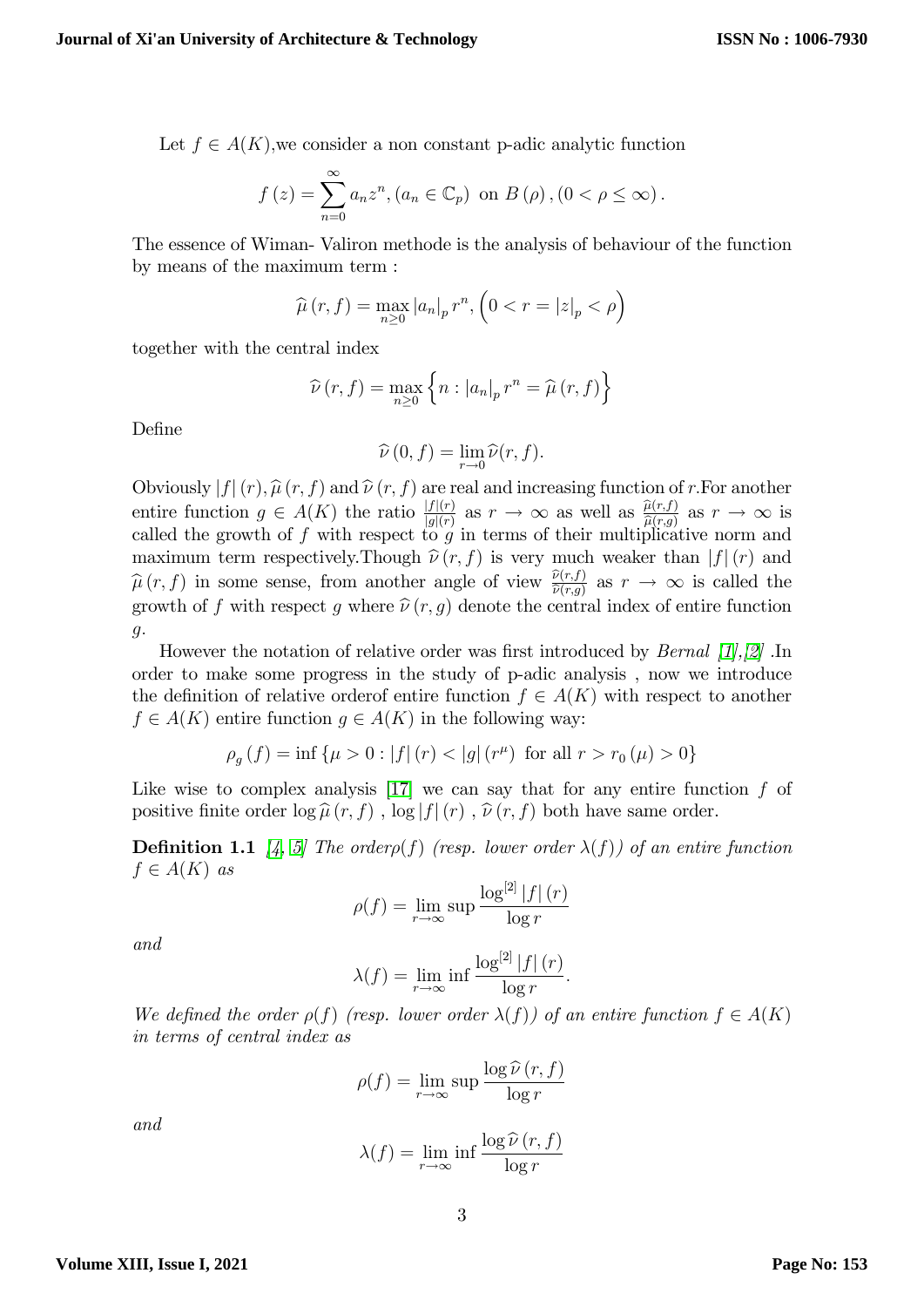Let $f \in A(K)$,we consider a non constant p-adic analytic function

$$f(z) = \sum_{n=0}^{\infty} a_n z^n, (a_n \in \mathbb{C}_p) \text{ on } B(\rho), (0 < \rho \leq \infty).$$

The essence of Wiman- Valiron methode is the analysis of behaviour of the function by means of the maximum term :

$$\widehat{\mu}(r, f) = \max_{n \geq 0} |a_n|_p r^n, \left(0 < r = |z|_p < \rho\right)$$

together with the central index

$$\widehat{\nu}(r, f) = \max_{n \geq 0} \left\{ n : |a_n|_p r^n = \widehat{\mu}(r, f) \right\}$$

Define

$$\widehat{\nu}(0, f) = \lim_{r \to 0} \widehat{\nu}(r, f).$$

Obviously $|f|(r), \widehat{\mu}(r, f)$ and $\widehat{\nu}(r, f)$ are real and increasing function of $r$.For another entire function $g \in A(K)$ the ratio $\frac{|f|(r)}{|g|(r)}$ as $r \to \infty$ as well as $\frac{\widehat{\mu}(r,f)}{\widehat{\mu}(r,g)}$ as $r \to \infty$ is called the growth of $f$ with respect to $g$ in terms of their multiplicative norm and maximum term respectively.Though $\widehat{\nu}(r, f)$ is very much weaker than $|f|(r)$ and $\widehat{\mu}(r, f)$ in some sense, from another angle of view $\frac{\widehat{\nu}(r,f)}{\widehat{\nu}(r,g)}$ as $r \to \infty$ is called the growth of $f$ with respect $g$ where $\widehat{\nu}(r, g)$ denote the central index of entire function $g$.

However the notation of relative order was first introduced by *Bernal* [1],[2] .In order to make some progress in the study of p-adic analysis , now we introduce the definition of relative orderof entire function $f \in A(K)$ with respect to another $f \in A(K)$ entire function $g \in A(K)$ in the following way:

$$\rho_g(f) = \inf \{\mu > 0 : |f|(r) < |g|(r^\mu) \text{ for all } r > r_0(\mu) > 0\}$$

Like wise to complex analysis [17] we can say that for any entire function $f$ of positive finite order $\log \widehat{\mu}(r, f)$ , $\log |f|(r)$ , $\widehat{\nu}(r, f)$ both have same order.

**Definition 1.1** *[4, 5] The order$\rho(f)$ (resp. lower order $\lambda(f)$) of an entire function $f \in A(K)$ as*

$$\rho(f) = \lim_{r \to \infty} \sup \frac{\log^{[2]} |f|(r)}{\log r}$$

*and*

$$\lambda(f) = \lim_{r \to \infty} \inf \frac{\log^{[2]} |f|(r)}{\log r}.$$

*We defined the order $\rho(f)$ (resp. lower order $\lambda(f)$) of an entire function $f \in A(K)$ in terms of central index as*

$$\rho(f) = \lim_{r \to \infty} \sup \frac{\log \widehat{\nu}(r, f)}{\log r}$$

*and*

$$\lambda(f) = \lim_{r \to \infty} \inf \frac{\log \widehat{\nu}(r, f)}{\log r}$$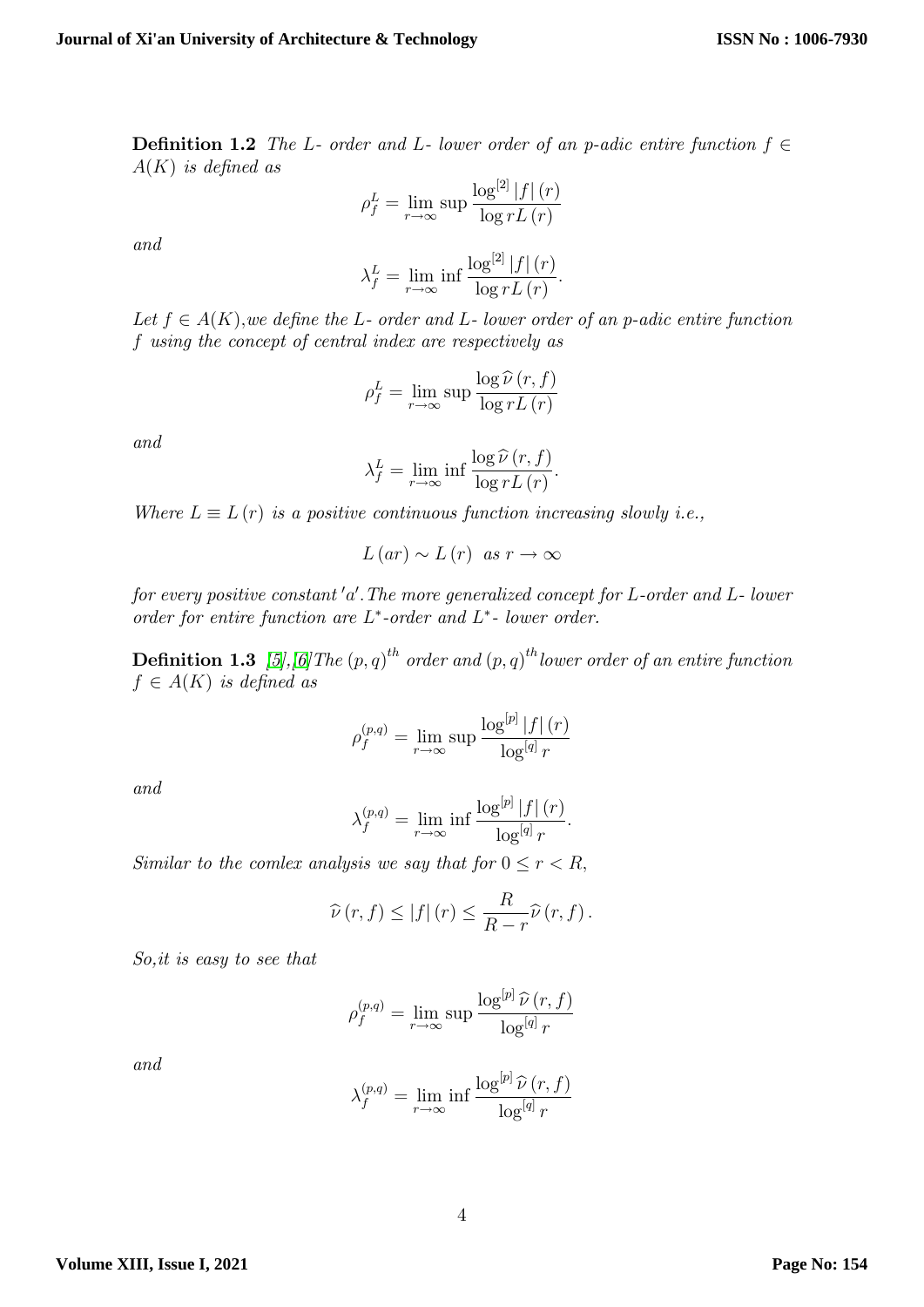**Definition 1.2** *The $L$- order and $L$- lower order of an p-adic entire function $f \in A(K)$ is defined as*

$$\rho_f^L = \lim_{r \to \infty} \sup \frac{\log^{[2]} |f|(r)}{\log rL(r)}$$

*and*

$$\lambda_f^L = \lim_{r \to \infty} \inf \frac{\log^{[2]} |f|(r)}{\log rL(r)}.$$

*Let $f \in A(K)$, we define the $L$- order and $L$- lower order of an p-adic entire function $f$ using the concept of central index are respectively as*

$$\rho_f^L = \lim_{r \to \infty} \sup \frac{\log \widehat{\nu}(r, f)}{\log rL(r)}$$

*and*

$$\lambda_f^L = \lim_{r \to \infty} \inf \frac{\log \widehat{\nu}(r, f)}{\log rL(r)}.$$

*Where $L \equiv L(r)$ is a positive continuous function increasing slowly i.e.,*

$$L(ar) \sim L(r) \;\; as \; r \to \infty$$

*for every positive constant $'a'$. The more generalized concept for $L$-order and $L$- lower order for entire function are $L^*$-order and $L^*$- lower order.*

**Definition 1.3** *[5],[6] The $(p,q)^{th}$ order and $(p,q)^{th}$ lower order of an entire function $f \in A(K)$ is defined as*

$$\rho_f^{(p,q)} = \lim_{r \to \infty} \sup \frac{\log^{[p]} |f|(r)}{\log^{[q]} r}$$

*and*

$$\lambda_f^{(p,q)} = \lim_{r \to \infty} \inf \frac{\log^{[p]} |f|(r)}{\log^{[q]} r}.$$

*Similar to the comlex analysis we say that for $0 \leq r < R$,*

$$\widehat{\nu}(r, f) \leq |f|(r) \leq \frac{R}{R - r} \widehat{\nu}(r, f).$$

*So, it is easy to see that*

$$\rho_f^{(p,q)} = \lim_{r \to \infty} \sup \frac{\log^{[p]} \widehat{\nu}(r, f)}{\log^{[q]} r}$$

*and*

$$\lambda_f^{(p,q)} = \lim_{r \to \infty} \inf \frac{\log^{[p]} \widehat{\nu}(r, f)}{\log^{[q]} r}$$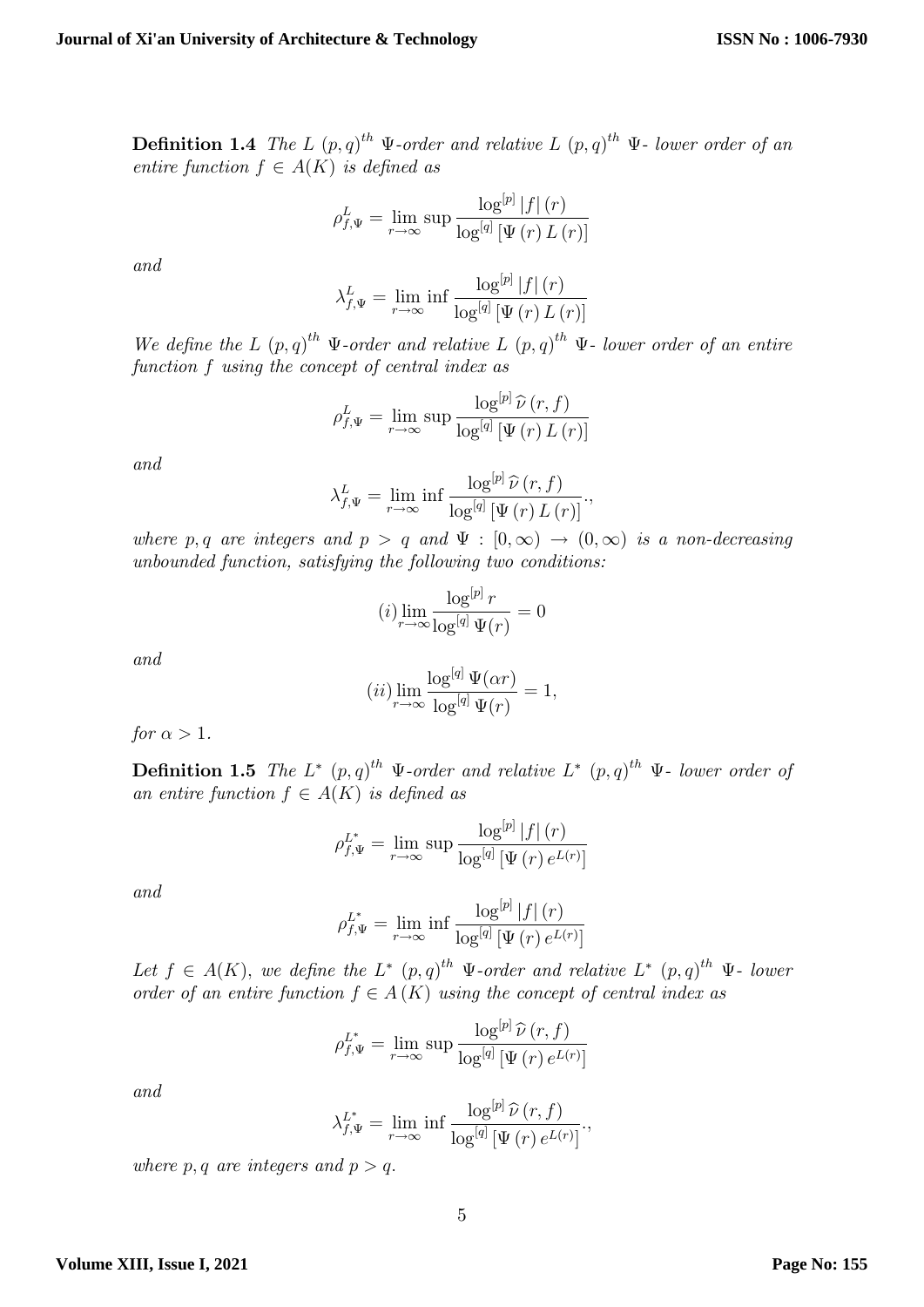**Definition 1.4** *The $L$ $(p,q)^{th}$ $\Psi$-order and relative $L$ $(p,q)^{th}$ $\Psi$- lower order of an entire function $f \in A(K)$ is defined as*

$$\rho_{f,\Psi}^{L} = \lim_{r\to\infty} \sup \frac{\log^{[p]} |f|(r)}{\log^{[q]} [\Psi(r) L(r)]}$$

*and*

$$\lambda_{f,\Psi}^{L} = \lim_{r\to\infty} \inf \frac{\log^{[p]} |f|(r)}{\log^{[q]} [\Psi(r) L(r)]}$$

*We define the $L$ $(p,q)^{th}$ $\Psi$-order and relative $L$ $(p,q)^{th}$ $\Psi$- lower order of an entire function $f$ using the concept of central index as*

$$\rho_{f,\Psi}^{L} = \lim_{r\to\infty} \sup \frac{\log^{[p]} \widehat{\nu}(r,f)}{\log^{[q]} [\Psi(r) L(r)]}$$

*and*

$$\lambda_{f,\Psi}^{L} = \lim_{r\to\infty} \inf \frac{\log^{[p]} \widehat{\nu}(r,f)}{\log^{[q]} [\Psi(r) L(r)]}.,$$

*where $p, q$ are integers and $p > q$ and $\Psi : [0,\infty) \to (0,\infty)$ is a non-decreasing unbounded function, satisfying the following two conditions:*

$$(i) \lim_{r\to\infty} \frac{\log^{[p]} r}{\log^{[q]} \Psi(r)} = 0$$

*and*

$$(ii) \lim_{r\to\infty} \frac{\log^{[q]} \Psi(\alpha r)}{\log^{[q]} \Psi(r)} = 1,$$

*for $\alpha > 1$.*

**Definition 1.5** *The $L^*$ $(p,q)^{th}$ $\Psi$-order and relative $L^*$ $(p,q)^{th}$ $\Psi$- lower order of an entire function $f \in A(K)$ is defined as*

$$\rho_{f,\Psi}^{L^*} = \lim_{r\to\infty} \sup \frac{\log^{[p]} |f|(r)}{\log^{[q]} [\Psi(r) e^{L(r)}]}$$

*and*

$$\rho_{f,\Psi}^{L^*} = \lim_{r\to\infty} \inf \frac{\log^{[p]} |f|(r)}{\log^{[q]} [\Psi(r) e^{L(r)}]}$$

*Let $f \in A(K)$, we define the $L^*$ $(p,q)^{th}$ $\Psi$-order and relative $L^*$ $(p,q)^{th}$ $\Psi$- lower order of an entire function $f \in A(K)$ using the concept of central index as*

$$\rho_{f,\Psi}^{L^*} = \lim_{r\to\infty} \sup \frac{\log^{[p]} \widehat{\nu}(r,f)}{\log^{[q]} [\Psi(r) e^{L(r)}]}$$

*and*

$$\lambda_{f,\Psi}^{L^*} = \lim_{r\to\infty} \inf \frac{\log^{[p]} \widehat{\nu}(r,f)}{\log^{[q]} [\Psi(r) e^{L(r)}]}.,$$

*where $p, q$ are integers and $p > q$.*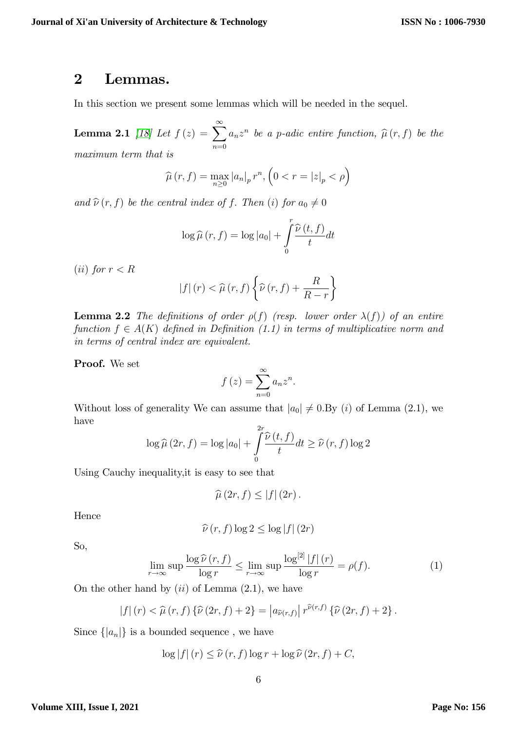# 2 Lemmas.

In this section we present some lemmas which will be needed in the sequel.

**Lemma 2.1** [18] *Let* $f(z) = \sum_{n=0}^{\infty} a_n z^n$ *be a p-adic entire function,* $\widehat{\mu}(r, f)$ *be the maximum term that is*

$$\widehat{\mu}(r, f) = \max_{n \geq 0} |a_n|_p r^n, \left(0 < r = |z|_p < \rho\right)$$

*and* $\widehat{\nu}(r, f)$ *be the central index of* $f$*. Then* $(i)$ *for* $a_0 \neq 0$

$$\log \widehat{\mu}(r, f) = \log |a_0| + \int_0^r \frac{\widehat{\nu}(t, f)}{t} dt$$

$(ii)$ *for* $r < R$

$$|f|(r) < \widehat{\mu}(r, f) \left\{ \widehat{\nu}(r, f) + \frac{R}{R - r} \right\}$$

**Lemma 2.2** *The definitions of order* $\rho(f)$ *(resp. lower order* $\lambda(f)$*) of an entire function* $f \in A(K)$ *defined in Definition (1.1) in terms of multiplicative norm and in terms of central index are equivalent.*

**Proof.** We set

$$f(z) = \sum_{n=0}^{\infty} a_n z^n.$$

Without loss of generality We can assume that $|a_0| \neq 0$.By $(i)$ of Lemma (2.1), we have

$$\log \widehat{\mu}(2r, f) = \log |a_0| + \int_0^{2r} \frac{\widehat{\nu}(t, f)}{t} dt \geq \widehat{\nu}(r, f) \log 2$$

Using Cauchy inequality,it is easy to see that

$$\widehat{\mu}(2r, f) \leq |f|(2r).$$

Hence

$$\widehat{\nu}(r, f) \log 2 \leq \log |f|(2r)$$

So,

$$\limsup_{r \to \infty} \frac{\log \widehat{\nu}(r, f)}{\log r} \leq \limsup_{r \to \infty} \frac{\log^{[2]} |f|(r)}{\log r} = \rho(f). \tag{1}$$

On the other hand by $(ii)$ of Lemma (2.1), we have

$$|f|(r) < \widehat{\mu}(r, f) \{\widehat{\nu}(2r, f) + 2\} = \left|a_{\widehat{\nu}(r,f)}\right| r^{\widehat{\nu}(r,f)} \{\widehat{\nu}(2r, f) + 2\}.$$

Since $\{|a_n|\}$ is a bounded sequence , we have

$$\log |f|(r) \leq \widehat{\nu}(r, f) \log r + \log \widehat{\nu}(2r, f) + C,$$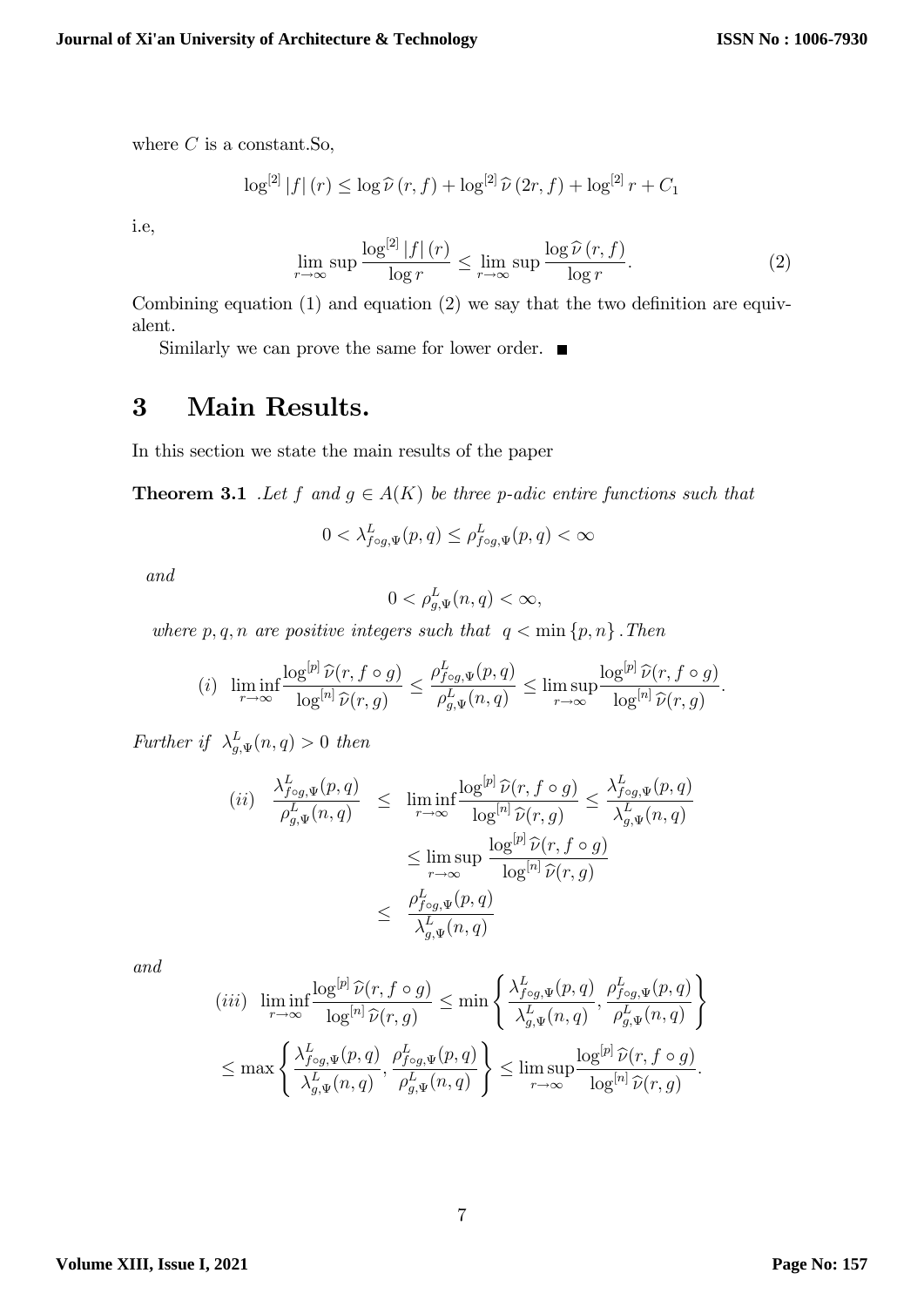where $C$ is a constant.So,

$$\log^{[2]}|f|(r) \leq \log \widehat{\nu}(r, f) + \log^{[2]} \widehat{\nu}(2r, f) + \log^{[2]} r + C_1$$

i.e,

$$\lim_{r\to\infty} \sup \frac{\log^{[2]}|f|(r)}{\log r} \leq \lim_{r\to\infty} \sup \frac{\log \widehat{\nu}(r, f)}{\log r}. \tag{2}$$

Combining equation (1) and equation (2) we say that the two definition are equivalent.

Similarly we can prove the same for lower order. ■

# 3 Main Results.

In this section we state the main results of the paper

**Theorem 3.1** *.Let $f$ and $g \in A(K)$ be three p-adic entire functions such that*

$$0 < \lambda^L_{f\circ g,\Psi}(p, q) \leq \rho^L_{f\circ g,\Psi}(p, q) < \infty$$

*and*

$$0 < \rho^L_{g,\Psi}(n, q) < \infty,$$

*where $p, q, n$ are positive integers such that $q < \min\{p, n\}$ .Then*

$$(i) \quad \liminf_{r\to\infty} \frac{\log^{[p]} \widehat{\nu}(r, f\circ g)}{\log^{[n]} \widehat{\nu}(r, g)} \leq \frac{\rho^L_{f\circ g,\Psi}(p, q)}{\rho^L_{g,\Psi}(n, q)} \leq \limsup_{r\to\infty} \frac{\log^{[p]} \widehat{\nu}(r, f\circ g)}{\log^{[n]} \widehat{\nu}(r, g)}.$$

*Further if $\lambda^L_{g,\Psi}(n, q) > 0$ then*

$$\begin{aligned}
(ii) \quad \frac{\lambda^L_{f\circ g,\Psi}(p, q)}{\rho^L_{g,\Psi}(n, q)} \quad &\leq \quad \liminf_{r\to\infty} \frac{\log^{[p]} \widehat{\nu}(r, f\circ g)}{\log^{[n]} \widehat{\nu}(r, g)} \leq \frac{\lambda^L_{f\circ g,\Psi}(p, q)}{\lambda^L_{g,\Psi}(n, q)} \\
&\leq \limsup_{r\to\infty} \frac{\log^{[p]} \widehat{\nu}(r, f\circ g)}{\log^{[n]} \widehat{\nu}(r, g)} \\
&\leq \quad \frac{\rho^L_{f\circ g,\Psi}(p, q)}{\lambda^L_{g,\Psi}(n, q)}
\end{aligned}$$

*and*

$$(iii) \quad \liminf_{r\to\infty} \frac{\log^{[p]} \widehat{\nu}(r, f\circ g)}{\log^{[n]} \widehat{\nu}(r, g)} \leq \min\left\{ \frac{\lambda^L_{f\circ g,\Psi}(p, q)}{\lambda^L_{g,\Psi}(n, q)}, \frac{\rho^L_{f\circ g,\Psi}(p, q)}{\rho^L_{g,\Psi}(n, q)} \right\}$$

$$\leq \max\left\{ \frac{\lambda^L_{f\circ g,\Psi}(p, q)}{\lambda^L_{g,\Psi}(n, q)}, \frac{\rho^L_{f\circ g,\Psi}(p, q)}{\rho^L_{g,\Psi}(n, q)} \right\} \leq \limsup_{r\to\infty} \frac{\log^{[p]} \widehat{\nu}(r, f\circ g)}{\log^{[n]} \widehat{\nu}(r, g)}.$$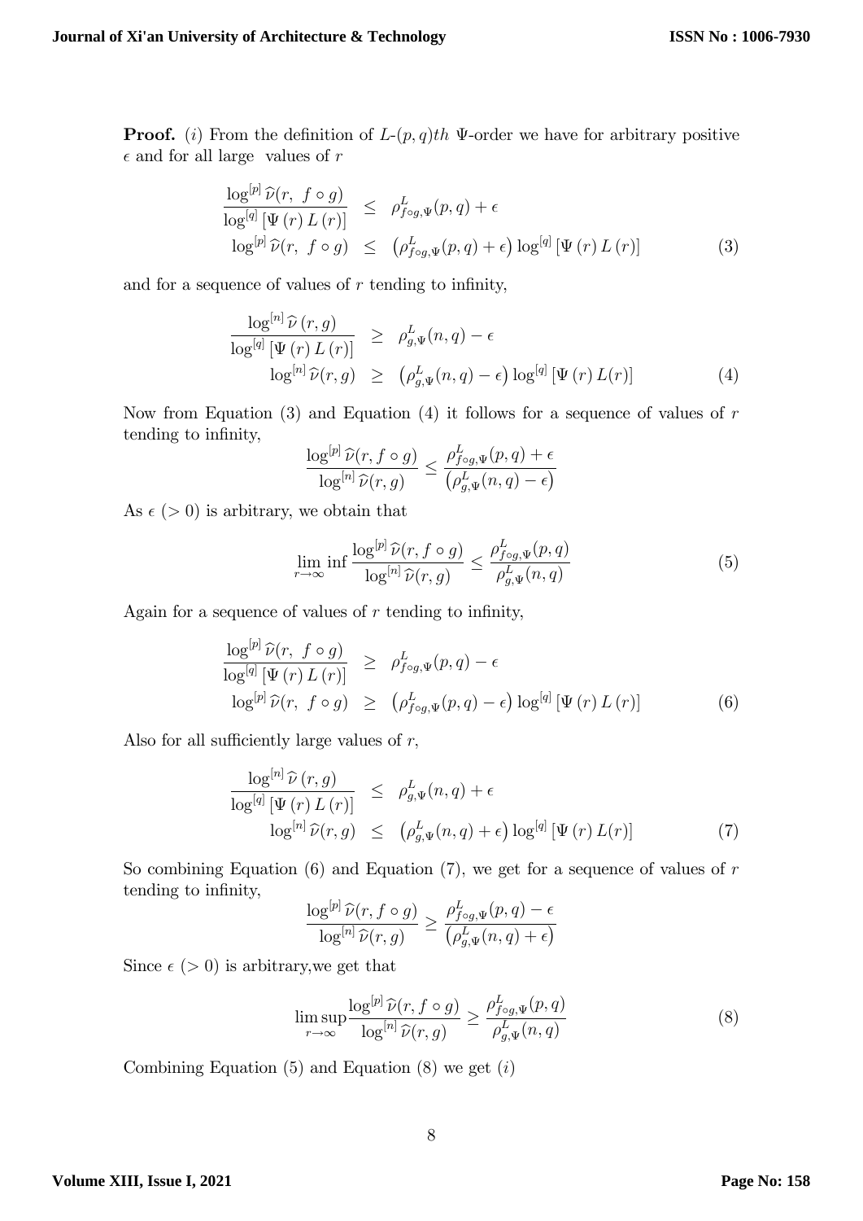**Proof.** $(i)$ From the definition of $L$-$(p,q)th$ $\Psi$-order we have for arbitrary positive $\epsilon$ and for all large values of $r$

$$
\begin{aligned}
\frac{\log^{[p]} \widehat{\nu}(r,\ f\circ g)}{\log^{[q]}\left[\Psi\left(r\right)L\left(r\right)\right]} &\leq \rho^{L}_{f\circ g,\Psi}(p,q)+\epsilon \\
\log^{[p]} \widehat{\nu}(r,\ f\circ g) &\leq \left(\rho^{L}_{f\circ g,\Psi}(p,q)+\epsilon\right)\log^{[q]}\left[\Psi\left(r\right)L\left(r\right)\right] \qquad (3)
\end{aligned}
$$

and for a sequence of values of $r$ tending to infinity,

$$
\begin{aligned}
\frac{\log^{[n]} \widehat{\nu}\left(r,g\right)}{\log^{[q]}\left[\Psi\left(r\right)L\left(r\right)\right]} &\geq \rho^{L}_{g,\Psi}(n,q)-\epsilon \\
\log^{[n]} \widehat{\nu}(r,g) &\geq \left(\rho^{L}_{g,\Psi}(n,q)-\epsilon\right)\log^{[q]}\left[\Psi\left(r\right)L(r)\right] \qquad (4)
\end{aligned}
$$

Now from Equation (3) and Equation (4) it follows for a sequence of values of $r$ tending to infinity,

$$
\frac{\log^{[p]} \widehat{\nu}(r,f\circ g)}{\log^{[n]} \widehat{\nu}(r,g)} \leq \frac{\rho^{L}_{f\circ g,\Psi}(p,q)+\epsilon}{\left(\rho^{L}_{g,\Psi}(n,q)-\epsilon\right)}
$$

As $\epsilon\ (>0)$ is arbitrary, we obtain that

$$
\lim_{r\to\infty}\inf \frac{\log^{[p]} \widehat{\nu}(r,f\circ g)}{\log^{[n]} \widehat{\nu}(r,g)} \leq \frac{\rho^{L}_{f\circ g,\Psi}(p,q)}{\rho^{L}_{g,\Psi}(n,q)} \qquad (5)
$$

Again for a sequence of values of $r$ tending to infinity,

$$
\begin{aligned}
\frac{\log^{[p]} \widehat{\nu}(r,\ f\circ g)}{\log^{[q]}\left[\Psi\left(r\right)L\left(r\right)\right]} &\geq \rho^{L}_{f\circ g,\Psi}(p,q)-\epsilon \\
\log^{[p]} \widehat{\nu}(r,\ f\circ g) &\geq \left(\rho^{L}_{f\circ g,\Psi}(p,q)-\epsilon\right)\log^{[q]}\left[\Psi\left(r\right)L\left(r\right)\right] \qquad (6)
\end{aligned}
$$

Also for all sufficiently large values of $r$,

$$
\begin{aligned}
\frac{\log^{[n]} \widehat{\nu}\left(r,g\right)}{\log^{[q]}\left[\Psi\left(r\right)L\left(r\right)\right]} &\leq \rho^{L}_{g,\Psi}(n,q)+\epsilon \\
\log^{[n]} \widehat{\nu}(r,g) &\leq \left(\rho^{L}_{g,\Psi}(n,q)+\epsilon\right)\log^{[q]}\left[\Psi\left(r\right)L(r)\right] \qquad (7)
\end{aligned}
$$

So combining Equation (6) and Equation (7), we get for a sequence of values of $r$ tending to infinity,

$$
\frac{\log^{[p]} \widehat{\nu}(r,f\circ g)}{\log^{[n]} \widehat{\nu}(r,g)} \geq \frac{\rho^{L}_{f\circ g,\Psi}(p,q)-\epsilon}{\left(\rho^{L}_{g,\Psi}(n,q)+\epsilon\right)}
$$

Since $\epsilon\ (>0)$ is arbitrary,we get that

$$
\limsup_{r\to\infty} \frac{\log^{[p]} \widehat{\nu}(r,f\circ g)}{\log^{[n]} \widehat{\nu}(r,g)} \geq \frac{\rho^{L}_{f\circ g,\Psi}(p,q)}{\rho^{L}_{g,\Psi}(n,q)} \qquad (8)
$$

Combining Equation (5) and Equation (8) we get $(i)$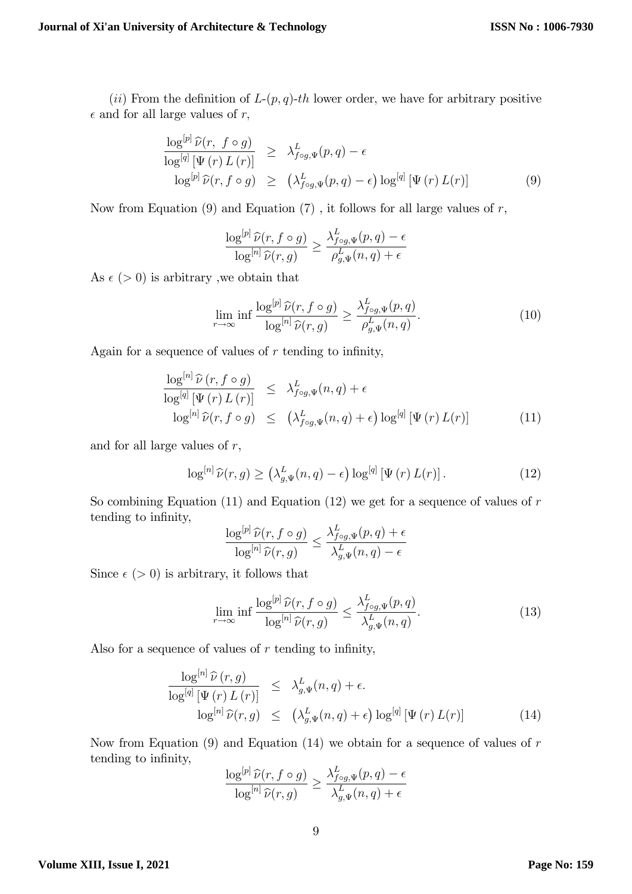$(ii)$ From the definition of $L$-$(p,q)$-$th$ lower order, we have for arbitrary positive $\epsilon$ and for all large values of $r$,

$$
\begin{aligned}
\frac{\log^{[p]}\widehat{\nu}(r,\ f\circ g)}{\log^{[q]}\left[\Psi\left(r\right)L\left(r\right)\right]} &\geq \lambda^{L}_{f\circ g,\Psi}(p,q)-\epsilon \\
\log^{[p]}\widehat{\nu}(r,f\circ g) &\geq \left(\lambda^{L}_{f\circ g,\Psi}(p,q)-\epsilon\right)\log^{[q]}\left[\Psi\left(r\right)L(r)\right] \qquad (9)
\end{aligned}
$$

Now from Equation (9) and Equation (7) , it follows for all large values of $r$,

$$
\frac{\log^{[p]}\widehat{\nu}(r,f\circ g)}{\log^{[n]}\widehat{\nu}(r,g)} \geq \frac{\lambda^{L}_{f\circ g,\Psi}(p,q)-\epsilon}{\rho^{L}_{g,\Psi}(n,q)+\epsilon}
$$

As $\epsilon\ (>0)$ is arbitrary ,we obtain that

$$
\lim_{r\to\infty}\inf\frac{\log^{[p]}\widehat{\nu}(r,f\circ g)}{\log^{[n]}\widehat{\nu}(r,g)} \geq \frac{\lambda^{L}_{f\circ g,\Psi}(p,q)}{\rho^{L}_{g,\Psi}(n,q)}. \qquad (10)
$$

Again for a sequence of values of $r$ tending to infinity,

$$
\begin{aligned}
\frac{\log^{[n]}\widehat{\nu}\left(r,f\circ g\right)}{\log^{[q]}\left[\Psi\left(r\right)L\left(r\right)\right]} &\leq \lambda^{L}_{f\circ g,\Psi}(n,q)+\epsilon \\
\log^{[n]}\widehat{\nu}(r,f\circ g) &\leq \left(\lambda^{L}_{f\circ g,\Psi}(n,q)+\epsilon\right)\log^{[q]}\left[\Psi\left(r\right)L(r)\right] \qquad (11)
\end{aligned}
$$

and for all large values of $r$,

$$
\log^{[n]}\widehat{\nu}(r,g) \geq \left(\lambda^{L}_{g,\Psi}(n,q)-\epsilon\right)\log^{[q]}\left[\Psi\left(r\right)L(r)\right]. \qquad (12)
$$

So combining Equation (11) and Equation (12) we get for a sequence of values of $r$ tending to infinity,

$$
\frac{\log^{[p]}\widehat{\nu}(r,f\circ g)}{\log^{[n]}\widehat{\nu}(r,g)} \leq \frac{\lambda^{L}_{f\circ g,\Psi}(p,q)+\epsilon}{\lambda^{L}_{g,\Psi}(n,q)-\epsilon}
$$

Since $\epsilon\ (>0)$ is arbitrary, it follows that

$$
\lim_{r\to\infty}\inf\frac{\log^{[p]}\widehat{\nu}(r,f\circ g)}{\log^{[n]}\widehat{\nu}(r,g)} \leq \frac{\lambda^{L}_{f\circ g,\Psi}(p,q)}{\lambda^{L}_{g,\Psi}(n,q)}. \qquad (13)
$$

Also for a sequence of values of $r$ tending to infinity,

$$
\begin{aligned}
\frac{\log^{[n]}\widehat{\nu}\left(r,g\right)}{\log^{[q]}\left[\Psi\left(r\right)L\left(r\right)\right]} &\leq \lambda^{L}_{g,\Psi}(n,q)+\epsilon. \\
\log^{[n]}\widehat{\nu}(r,g) &\leq \left(\lambda^{L}_{g,\Psi}(n,q)+\epsilon\right)\log^{[q]}\left[\Psi\left(r\right)L(r)\right] \qquad (14)
\end{aligned}
$$

Now from Equation (9) and Equation (14) we obtain for a sequence of values of $r$ tending to infinity,

$$
\frac{\log^{[p]}\widehat{\nu}(r,f\circ g)}{\log^{[n]}\widehat{\nu}(r,g)} \geq \frac{\lambda^{L}_{f\circ g,\Psi}(p,q)-\epsilon}{\lambda^{L}_{g,\Psi}(n,q)+\epsilon}
$$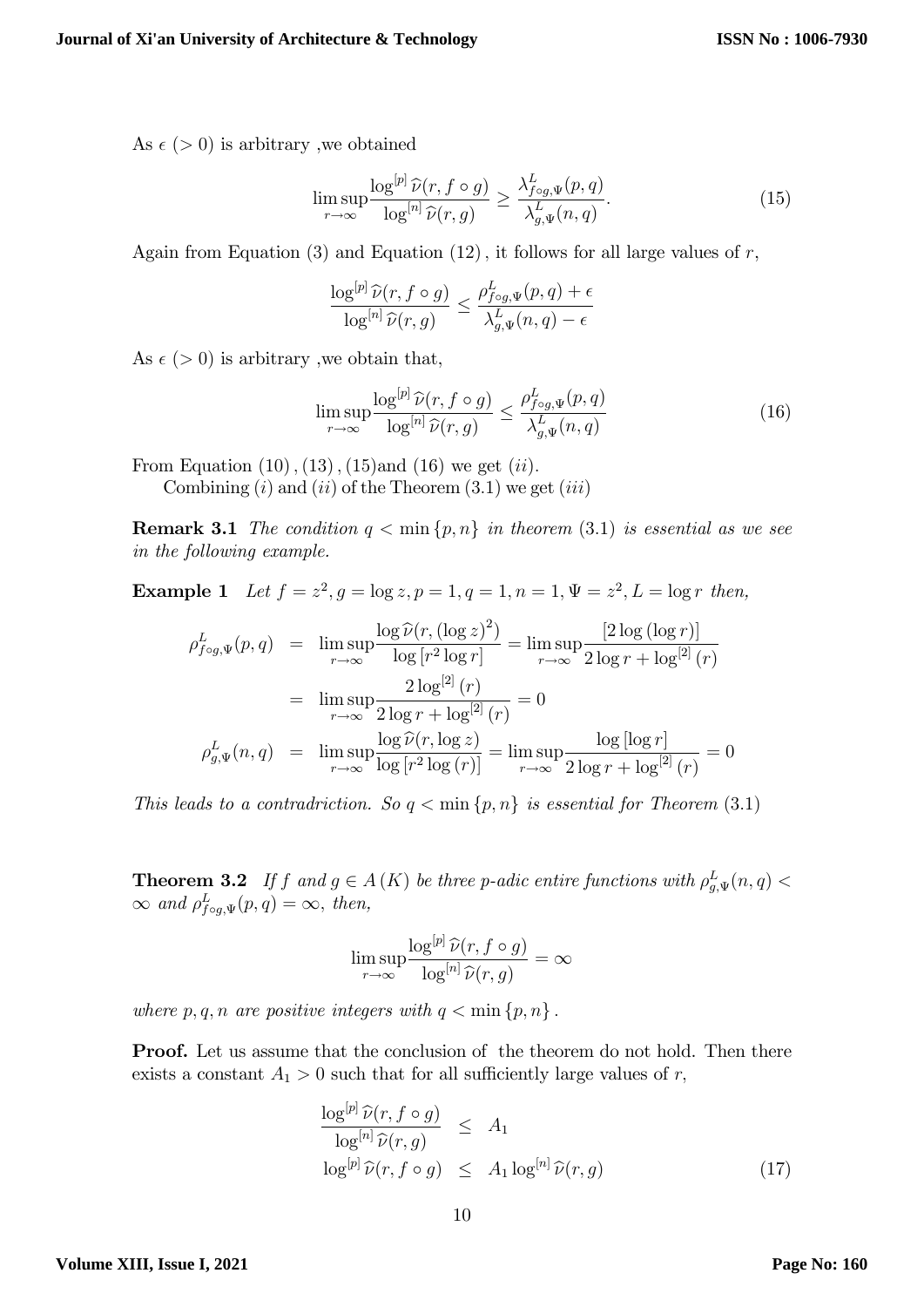As $\epsilon$ $(>0)$ is arbitrary ,we obtained

$$\limsup_{r\to\infty}\frac{\log^{[p]}\widehat{\nu}(r,f\circ g)}{\log^{[n]}\widehat{\nu}(r,g)}\geq\frac{\lambda^{L}_{f\circ g,\Psi}(p,q)}{\lambda^{L}_{g,\Psi}(n,q)}. \tag{15}$$

Again from Equation (3) and Equation (12) , it follows for all large values of $r$,

$$\frac{\log^{[p]}\widehat{\nu}(r,f\circ g)}{\log^{[n]}\widehat{\nu}(r,g)}\leq\frac{\rho^{L}_{f\circ g,\Psi}(p,q)+\epsilon}{\lambda^{L}_{g,\Psi}(n,q)-\epsilon}$$

As $\epsilon$ $(>0)$ is arbitrary ,we obtain that,

$$\limsup_{r\to\infty}\frac{\log^{[p]}\widehat{\nu}(r,f\circ g)}{\log^{[n]}\widehat{\nu}(r,g)}\leq\frac{\rho^{L}_{f\circ g,\Psi}(p,q)}{\lambda^{L}_{g,\Psi}(n,q)} \tag{16}$$

From Equation (10) , (13) , (15)and (16) we get $(ii)$.

Combining $(i)$ and $(ii)$ of the Theorem (3.1) we get $(iii)$

**Remark 3.1** *The condition $q<\min\{p,n\}$ in theorem (3.1) is essential as we see in the following example.*

**Example 1** *Let $f=z^2, g=\log z, p=1, q=1, n=1, \Psi=z^2, L=\log r$ then,*

$$\begin{aligned}
\rho^{L}_{f\circ g,\Psi}(p,q) &= \limsup_{r\to\infty}\frac{\log\widehat{\nu}(r,(\log z)^2)}{\log\left[r^2\log r\right]}=\limsup_{r\to\infty}\frac{\left[2\log\left(\log r\right)\right]}{2\log r+\log^{[2]}(r)}\\
&= \limsup_{r\to\infty}\frac{2\log^{[2]}(r)}{2\log r+\log^{[2]}(r)}=0\\
\rho^{L}_{g,\Psi}(n,q) &= \limsup_{r\to\infty}\frac{\log\widehat{\nu}(r,\log z)}{\log\left[r^2\log(r)\right]}=\limsup_{r\to\infty}\frac{\log\left[\log r\right]}{2\log r+\log^{[2]}(r)}=0
\end{aligned}$$

*This leads to a contradriction. So $q<\min\{p,n\}$ is essential for Theorem (3.1)*

**Theorem 3.2** *If $f$ and $g\in A(K)$ be three p-adic entire functions with $\rho^{L}_{g,\Psi}(n,q)<\infty$ and $\rho^{L}_{f\circ g,\Psi}(p,q)=\infty$, then,*

$$\limsup_{r\to\infty}\frac{\log^{[p]}\widehat{\nu}(r,f\circ g)}{\log^{[n]}\widehat{\nu}(r,g)}=\infty$$

*where $p,q,n$ are positive integers with $q<\min\{p,n\}$.*

**Proof.** Let us assume that the conclusion of the theorem do not hold. Then there exists a constant $A_1>0$ such that for all sufficiently large values of $r$,

$$\begin{aligned}
\frac{\log^{[p]}\widehat{\nu}(r,f\circ g)}{\log^{[n]}\widehat{\nu}(r,g)} &\leq A_1\\
\log^{[p]}\widehat{\nu}(r,f\circ g) &\leq A_1\log^{[n]}\widehat{\nu}(r,g)
\end{aligned} \tag{17}$$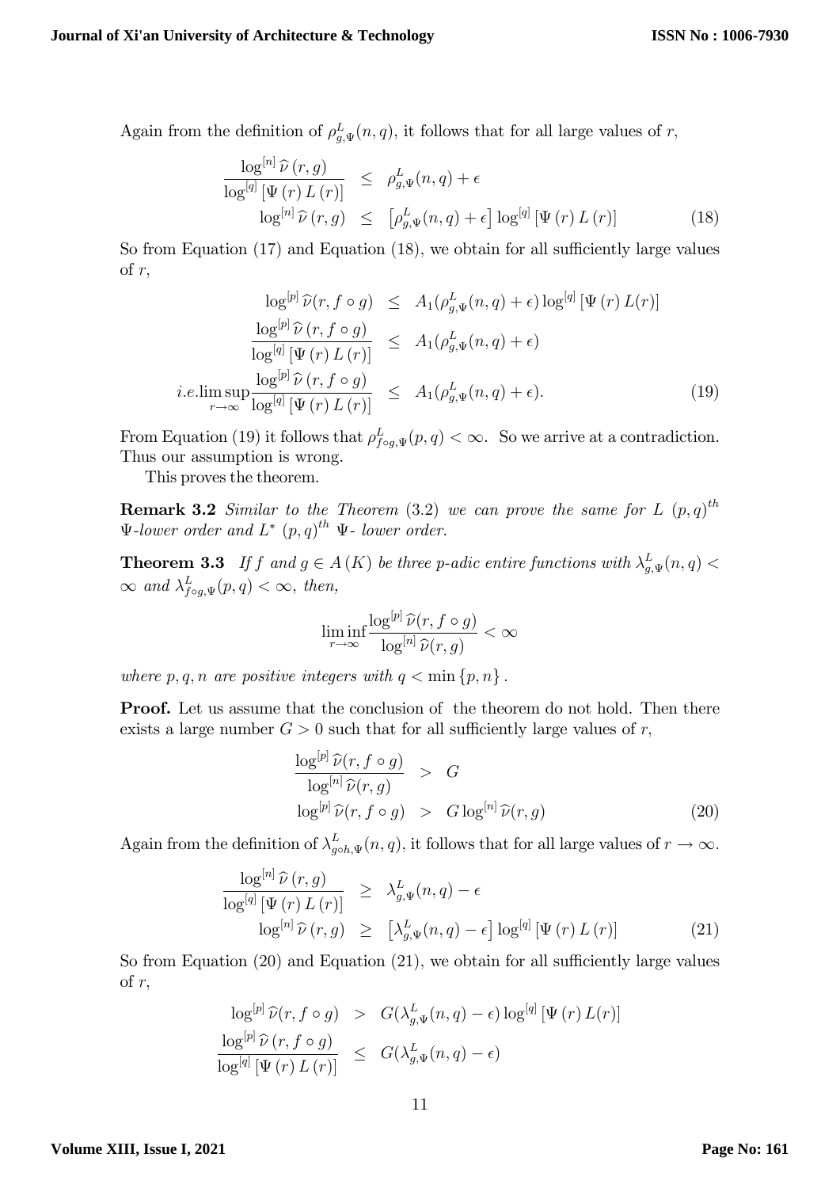Again from the definition of $\rho^L_{g,\Psi}(n,q)$, it follows that for all large values of $r$,

$$
\begin{aligned}
\frac{\log^{[n]}\widehat{\nu}\left(r,g\right)}{\log^{[q]}\left[\Psi\left(r\right)L\left(r\right)\right]} &\leq \rho^L_{g,\Psi}(n,q)+\epsilon \\
\log^{[n]}\widehat{\nu}\left(r,g\right) &\leq \left[\rho^L_{g,\Psi}(n,q)+\epsilon\right]\log^{[q]}\left[\Psi\left(r\right)L\left(r\right)\right] \qquad (18)
\end{aligned}
$$

So from Equation (17) and Equation (18), we obtain for all sufficiently large values of $r$,

$$
\begin{aligned}
\log^{[p]}\widehat{\nu}(r,f\circ g) &\leq A_1(\rho^L_{g,\Psi}(n,q)+\epsilon)\log^{[q]}\left[\Psi\left(r\right)L(r)\right] \\
\frac{\log^{[p]}\widehat{\nu}\left(r,f\circ g\right)}{\log^{[q]}\left[\Psi\left(r\right)L\left(r\right)\right]} &\leq A_1(\rho^L_{g,\Psi}(n,q)+\epsilon) \\
i.e.\limsup_{r\to\infty}\frac{\log^{[p]}\widehat{\nu}\left(r,f\circ g\right)}{\log^{[q]}\left[\Psi\left(r\right)L\left(r\right)\right]} &\leq A_1(\rho^L_{g,\Psi}(n,q)+\epsilon). \qquad (19)
\end{aligned}
$$

From Equation (19) it follows that $\rho^L_{f\circ g,\Psi}(p,q)<\infty$. So we arrive at a contradiction. Thus our assumption is wrong.

This proves the theorem.

**Remark 3.2** *Similar to the Theorem* (3.2) *we can prove the same for $L$ $(p,q)^{th}$ $\Psi$-lower order and $L^*$ $(p,q)^{th}$ $\Psi$- lower order.*

**Theorem 3.3** *If $f$ and $g\in A\left(K\right)$ be three p-adic entire functions with $\lambda^L_{g,\Psi}(n,q)<\infty$ and $\lambda^L_{f\circ g,\Psi}(p,q)<\infty$, then,*

$$
\liminf_{r\to\infty}\frac{\log^{[p]}\widehat{\nu}(r,f\circ g)}{\log^{[n]}\widehat{\nu}(r,g)}<\infty
$$

*where $p,q,n$ are positive integers with $q<\min\left\{p,n\right\}$.*

**Proof.** Let us assume that the conclusion of the theorem do not hold. Then there exists a large number $G>0$ such that for all sufficiently large values of $r$,

$$
\begin{aligned}
\frac{\log^{[p]}\widehat{\nu}(r,f\circ g)}{\log^{[n]}\widehat{\nu}(r,g)} &> G \\
\log^{[p]}\widehat{\nu}(r,f\circ g) &> G\log^{[n]}\widehat{\nu}(r,g) \qquad (20)
\end{aligned}
$$

Again from the definition of $\lambda^L_{g\circ h,\Psi}(n,q)$, it follows that for all large values of $r\to\infty$.

$$
\begin{aligned}
\frac{\log^{[n]}\widehat{\nu}\left(r,g\right)}{\log^{[q]}\left[\Psi\left(r\right)L\left(r\right)\right]} &\geq \lambda^L_{g,\Psi}(n,q)-\epsilon \\
\log^{[n]}\widehat{\nu}\left(r,g\right) &\geq \left[\lambda^L_{g,\Psi}(n,q)-\epsilon\right]\log^{[q]}\left[\Psi\left(r\right)L\left(r\right)\right] \qquad (21)
\end{aligned}
$$

So from Equation (20) and Equation (21), we obtain for all sufficiently large values of $r$,

$$
\begin{aligned}
\log^{[p]}\widehat{\nu}(r,f\circ g) &> G(\lambda^L_{g,\Psi}(n,q)-\epsilon)\log^{[q]}\left[\Psi\left(r\right)L(r)\right] \\
\frac{\log^{[p]}\widehat{\nu}\left(r,f\circ g\right)}{\log^{[q]}\left[\Psi\left(r\right)L\left(r\right)\right]} &\leq G(\lambda^L_{g,\Psi}(n,q)-\epsilon)
\end{aligned}
$$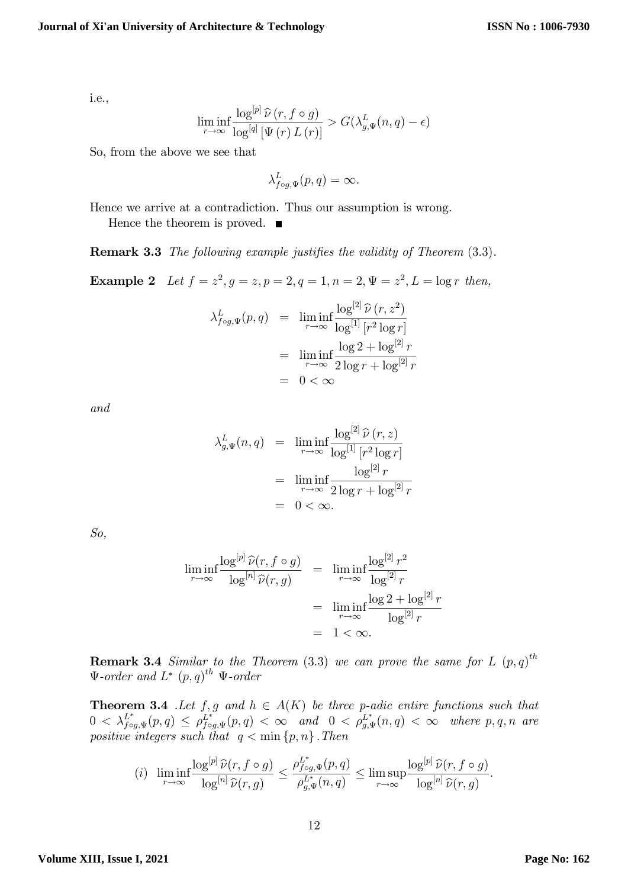i.e.,

$$\liminf_{r\to\infty} \frac{\log^{[p]} \widehat{\nu}\left(r, f\circ g\right)}{\log^{[q]}\left[\Psi\left(r\right)L\left(r\right)\right]} > G(\lambda^{L}_{g,\Psi}(n,q)-\epsilon)$$

So, from the above we see that

$$\lambda^{L}_{f\circ g,\Psi}(p,q) = \infty.$$

Hence we arrive at a contradiction. Thus our assumption is wrong.

Hence the theorem is proved. ∎

**Remark 3.3** *The following example justifies the validity of Theorem* (3.3).

**Example 2** *Let* $f = z^2, g = z, p = 2, q = 1, n = 2, \Psi = z^2, L = \log r$ *then,*

$$\begin{aligned}
\lambda^{L}_{f\circ g,\Psi}(p,q) &= \liminf_{r\to\infty} \frac{\log^{[2]} \widehat{\nu}\left(r, z^2\right)}{\log^{[1]}\left[r^2 \log r\right]} \\
&= \liminf_{r\to\infty} \frac{\log 2 + \log^{[2]} r}{2\log r + \log^{[2]} r} \\
&= 0 < \infty
\end{aligned}$$

*and*

$$\begin{aligned}
\lambda^{L}_{g,\Psi}(n,q) &= \liminf_{r\to\infty} \frac{\log^{[2]} \widehat{\nu}\left(r, z\right)}{\log^{[1]}\left[r^2 \log r\right]} \\
&= \liminf_{r\to\infty} \frac{\log^{[2]} r}{2\log r + \log^{[2]} r} \\
&= 0 < \infty.
\end{aligned}$$

*So,*

$$\begin{aligned}
\liminf_{r\to\infty} \frac{\log^{[p]} \widehat{\nu}(r, f\circ g)}{\log^{[n]} \widehat{\nu}(r, g)} &= \liminf_{r\to\infty} \frac{\log^{[2]} r^2}{\log^{[2]} r} \\
&= \liminf_{r\to\infty} \frac{\log 2 + \log^{[2]} r}{\log^{[2]} r} \\
&= 1 < \infty.
\end{aligned}$$

**Remark 3.4** *Similar to the Theorem* (3.3) *we can prove the same for* $L$ $(p,q)^{th}$ $\Psi$*-order and* $L^{*}$ $(p,q)^{th}$ $\Psi$*-order*

**Theorem 3.4** *.Let* $f, g$ *and* $h \in A(K)$ *be three p-adic entire functions such that* $0 < \lambda^{L^*}_{f\circ g,\Psi}(p,q) \le \rho^{L^*}_{f\circ g,\Psi}(p,q) < \infty$ *and* $0 < \rho^{L^*}_{g,\Psi}(n,q) < \infty$ *where* $p, q, n$ *are positive integers such that* $q < \min\{p,n\}$ *. Then*

$$(i) \quad \liminf_{r\to\infty} \frac{\log^{[p]} \widehat{\nu}(r, f\circ g)}{\log^{[n]} \widehat{\nu}(r, g)} \le \frac{\rho^{L^*}_{f\circ g,\Psi}(p,q)}{\rho^{L^*}_{g,\Psi}(n,q)} \le \limsup_{r\to\infty} \frac{\log^{[p]} \widehat{\nu}(r, f\circ g)}{\log^{[n]} \widehat{\nu}(r, g)}.$$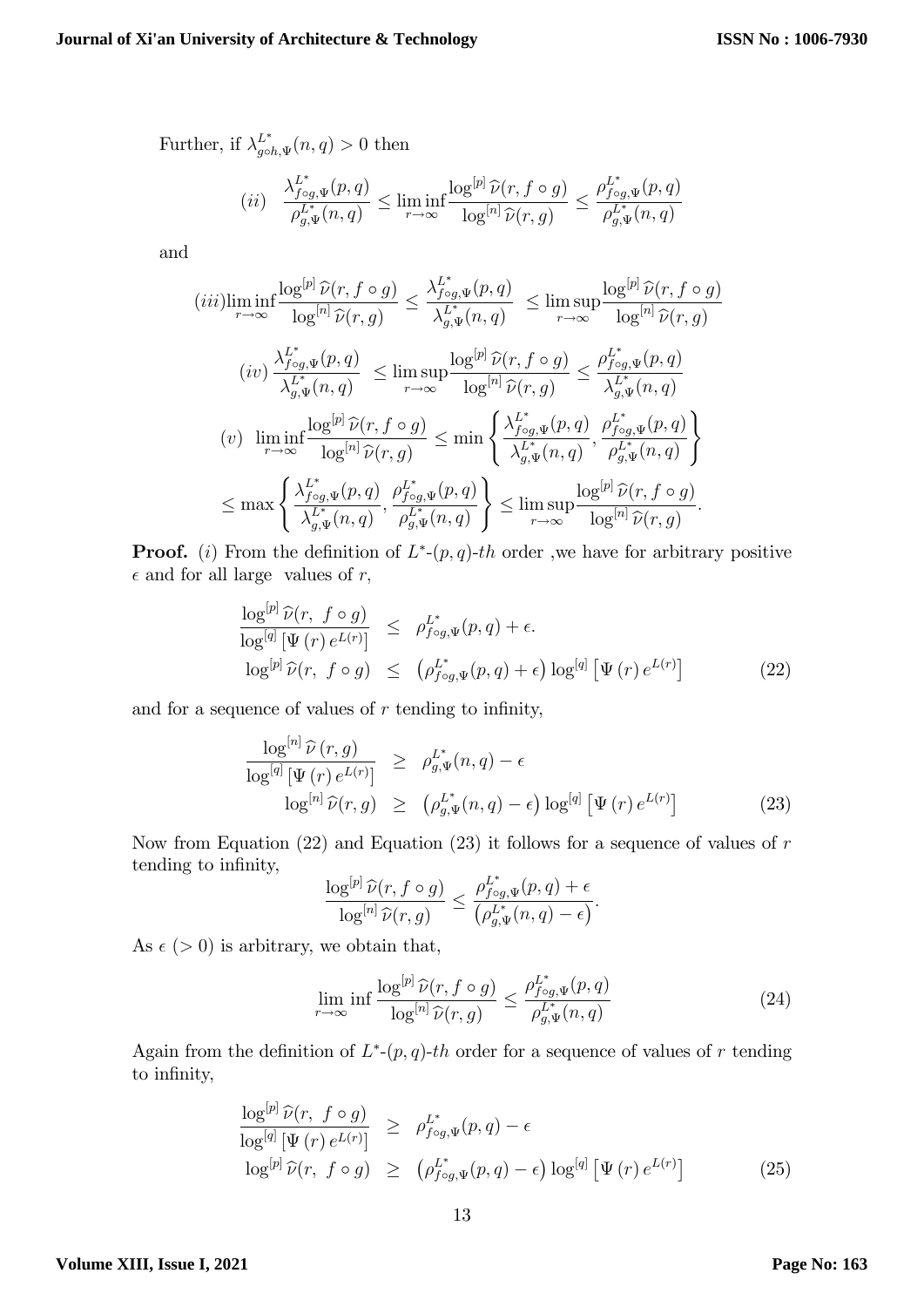Further, if $\lambda^{L^*}_{g\circ h,\Psi}(n,q) > 0$ then

$$(ii) \quad \frac{\lambda^{L^*}_{f\circ g,\Psi}(p,q)}{\rho^{L^*}_{g,\Psi}(n,q)} \leq \liminf_{r\to\infty} \frac{\log^{[p]} \widehat{\nu}(r, f\circ g)}{\log^{[n]} \widehat{\nu}(r,g)} \leq \frac{\rho^{L^*}_{f\circ g,\Psi}(p,q)}{\rho^{L^*}_{g,\Psi}(n,q)}$$

and

$$(iii) \liminf_{r\to\infty} \frac{\log^{[p]} \widehat{\nu}(r, f\circ g)}{\log^{[n]} \widehat{\nu}(r,g)} \leq \frac{\lambda^{L^*}_{f\circ g,\Psi}(p,q)}{\lambda^{L^*}_{g,\Psi}(n,q)} \leq \limsup_{r\to\infty} \frac{\log^{[p]} \widehat{\nu}(r, f\circ g)}{\log^{[n]} \widehat{\nu}(r,g)}$$

$$(iv) \frac{\lambda^{L^*}_{f\circ g,\Psi}(p,q)}{\lambda^{L^*}_{g,\Psi}(n,q)} \leq \limsup_{r\to\infty} \frac{\log^{[p]} \widehat{\nu}(r, f\circ g)}{\log^{[n]} \widehat{\nu}(r,g)} \leq \frac{\rho^{L^*}_{f\circ g,\Psi}(p,q)}{\lambda^{L^*}_{g,\Psi}(n,q)}$$

$$(v) \quad \liminf_{r\to\infty} \frac{\log^{[p]} \widehat{\nu}(r, f\circ g)}{\log^{[n]} \widehat{\nu}(r,g)} \leq \min\left\{ \frac{\lambda^{L^*}_{f\circ g,\Psi}(p,q)}{\lambda^{L^*}_{g,\Psi}(n,q)}, \frac{\rho^{L^*}_{f\circ g,\Psi}(p,q)}{\rho^{L^*}_{g,\Psi}(n,q)} \right\}$$

$$\leq \max\left\{ \frac{\lambda^{L^*}_{f\circ g,\Psi}(p,q)}{\lambda^{L^*}_{g,\Psi}(n,q)}, \frac{\rho^{L^*}_{f\circ g,\Psi}(p,q)}{\rho^{L^*}_{g,\Psi}(n,q)} \right\} \leq \limsup_{r\to\infty} \frac{\log^{[p]} \widehat{\nu}(r, f\circ g)}{\log^{[n]} \widehat{\nu}(r,g)}.$$

**Proof.** $(i)$ From the definition of $L^*$-$(p,q)$-$th$ order ,we have for arbitrary positive $\epsilon$ and for all large values of $r$,

$$\begin{aligned}
\frac{\log^{[p]} \widehat{\nu}(r, \ f\circ g)}{\log^{[q]} \left[\Psi(r)\, e^{L(r)}\right]} &\leq \rho^{L^*}_{f\circ g,\Psi}(p,q) + \epsilon. \\
\log^{[p]} \widehat{\nu}(r, \ f\circ g) &\leq \left(\rho^{L^*}_{f\circ g,\Psi}(p,q) + \epsilon\right) \log^{[q]} \left[\Psi(r)\, e^{L(r)}\right] \qquad (22)
\end{aligned}$$

and for a sequence of values of $r$ tending to infinity,

$$\begin{aligned}
\frac{\log^{[n]} \widehat{\nu}(r, g)}{\log^{[q]} \left[\Psi(r)\, e^{L(r)}\right]} &\geq \rho^{L^*}_{g,\Psi}(n,q) - \epsilon \\
\log^{[n]} \widehat{\nu}(r, g) &\geq \left(\rho^{L^*}_{g,\Psi}(n,q) - \epsilon\right) \log^{[q]} \left[\Psi(r)\, e^{L(r)}\right] \qquad (23)
\end{aligned}$$

Now from Equation (22) and Equation (23) it follows for a sequence of values of $r$ tending to infinity,

$$\frac{\log^{[p]} \widehat{\nu}(r, f\circ g)}{\log^{[n]} \widehat{\nu}(r,g)} \leq \frac{\rho^{L^*}_{f\circ g,\Psi}(p,q) + \epsilon}{\left(\rho^{L^*}_{g,\Psi}(n,q) - \epsilon\right)}.$$

As $\epsilon \ (> 0)$ is arbitrary, we obtain that,

$$\liminf_{r\to\infty} \frac{\log^{[p]} \widehat{\nu}(r, f\circ g)}{\log^{[n]} \widehat{\nu}(r,g)} \leq \frac{\rho^{L^*}_{f\circ g,\Psi}(p,q)}{\rho^{L^*}_{g,\Psi}(n,q)} \qquad (24)$$

Again from the definition of $L^*$-$(p,q)$-$th$ order for a sequence of values of $r$ tending to infinity,

$$\begin{aligned}
\frac{\log^{[p]} \widehat{\nu}(r, \ f\circ g)}{\log^{[q]} \left[\Psi(r)\, e^{L(r)}\right]} &\geq \rho^{L^*}_{f\circ g,\Psi}(p,q) - \epsilon \\
\log^{[p]} \widehat{\nu}(r, \ f\circ g) &\geq \left(\rho^{L^*}_{f\circ g,\Psi}(p,q) - \epsilon\right) \log^{[q]} \left[\Psi(r)\, e^{L(r)}\right] \qquad (25)
\end{aligned}$$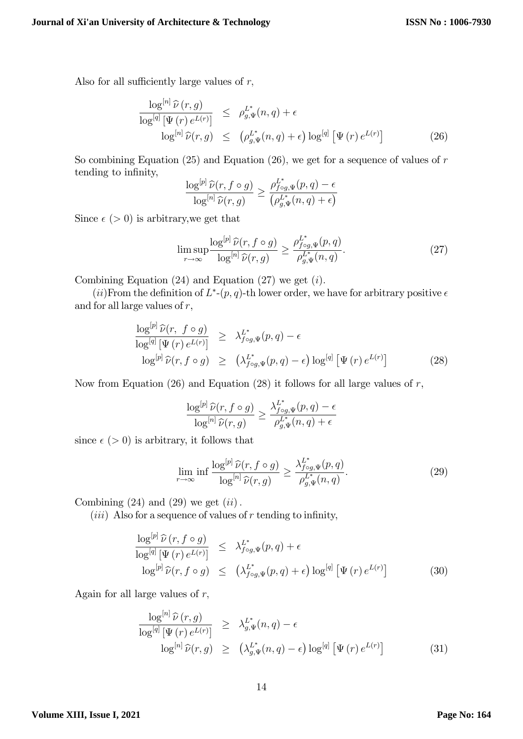Also for all sufficiently large values of $r$,

$$\begin{aligned}
\frac{\log^{[n]} \widehat{\nu}\left(r, g\right)}{\log^{[q]}\left[\Psi\left(r\right) e^{L(r)}\right]} &\leq \rho_{g,\Psi}^{L^*}(n, q) + \epsilon \\
\log^{[n]} \widehat{\nu}(r, g) &\leq \left(\rho_{g,\Psi}^{L^*}(n, q) + \epsilon\right) \log^{[q]}\left[\Psi\left(r\right) e^{L(r)}\right] \qquad (26)
\end{aligned}$$

So combining Equation (25) and Equation (26), we get for a sequence of values of $r$ tending to infinity,

$$\frac{\log^{[p]} \widehat{\nu}(r, f \circ g)}{\log^{[n]} \widehat{\nu}(r, g)} \geq \frac{\rho_{f \circ g,\Psi}^{L^*}(p, q) - \epsilon}{\left(\rho_{g,\Psi}^{L^*}(n, q) + \epsilon\right)}$$

Since $\epsilon\ (> 0)$ is arbitrary,we get that

$$\limsup_{r \to \infty} \frac{\log^{[p]} \widehat{\nu}(r, f \circ g)}{\log^{[n]} \widehat{\nu}(r, g)} \geq \frac{\rho_{f \circ g,\Psi}^{L^*}(p, q)}{\rho_{g,\Psi}^{L^*}(n, q)}. \qquad (27)$$

Combining Equation (24) and Equation (27) we get $(i)$.

$(ii)$From the definition of $L^*$-$(p, q)$-th lower order, we have for arbitrary positive $\epsilon$ and for all large values of $r$,

$$\begin{aligned}
\frac{\log^{[p]} \widehat{\nu}(r,\ f \circ g)}{\log^{[q]}\left[\Psi\left(r\right) e^{L(r)}\right]} &\geq \lambda_{f \circ g,\Psi}^{L^*}(p, q) - \epsilon \\
\log^{[p]} \widehat{\nu}(r, f \circ g) &\geq \left(\lambda_{f \circ g,\Psi}^{L^*}(p, q) - \epsilon\right) \log^{[q]}\left[\Psi\left(r\right) e^{L(r)}\right] \qquad (28)
\end{aligned}$$

Now from Equation (26) and Equation (28) it follows for all large values of $r$,

$$\frac{\log^{[p]} \widehat{\nu}(r, f \circ g)}{\log^{[n]} \widehat{\nu}(r, g)} \geq \frac{\lambda_{f \circ g,\Psi}^{L^*}(p, q) - \epsilon}{\rho_{g,\Psi}^{L^*}(n, q) + \epsilon}$$

since $\epsilon\ (> 0)$ is arbitrary, it follows that

$$\liminf_{r \to \infty} \frac{\log^{[p]} \widehat{\nu}(r, f \circ g)}{\log^{[n]} \widehat{\nu}(r, g)} \geq \frac{\lambda_{f \circ g,\Psi}^{L^*}(p, q)}{\rho_{g,\Psi}^{L^*}(n, q)}. \qquad (29)$$

Combining (24) and (29) we get $(ii)$.

$(iii)$ Also for a sequence of values of $r$ tending to infinity,

$$\begin{aligned}
\frac{\log^{[p]} \widehat{\nu}\left(r, f \circ g\right)}{\log^{[q]}\left[\Psi\left(r\right) e^{L(r)}\right]} &\leq \lambda_{f \circ g,\Psi}^{L^*}(p, q) + \epsilon \\
\log^{[p]} \widehat{\nu}(r, f \circ g) &\leq \left(\lambda_{f \circ g,\Psi}^{L^*}(p, q) + \epsilon\right) \log^{[q]}\left[\Psi\left(r\right) e^{L(r)}\right] \qquad (30)
\end{aligned}$$

Again for all large values of $r$,

$$\begin{aligned}
\frac{\log^{[n]} \widehat{\nu}\left(r, g\right)}{\log^{[q]}\left[\Psi\left(r\right) e^{L(r)}\right]} &\geq \lambda_{g,\Psi}^{L^*}(n, q) - \epsilon \\
\log^{[n]} \widehat{\nu}(r, g) &\geq \left(\lambda_{g,\Psi}^{L^*}(n, q) - \epsilon\right) \log^{[q]}\left[\Psi\left(r\right) e^{L(r)}\right] \qquad (31)
\end{aligned}$$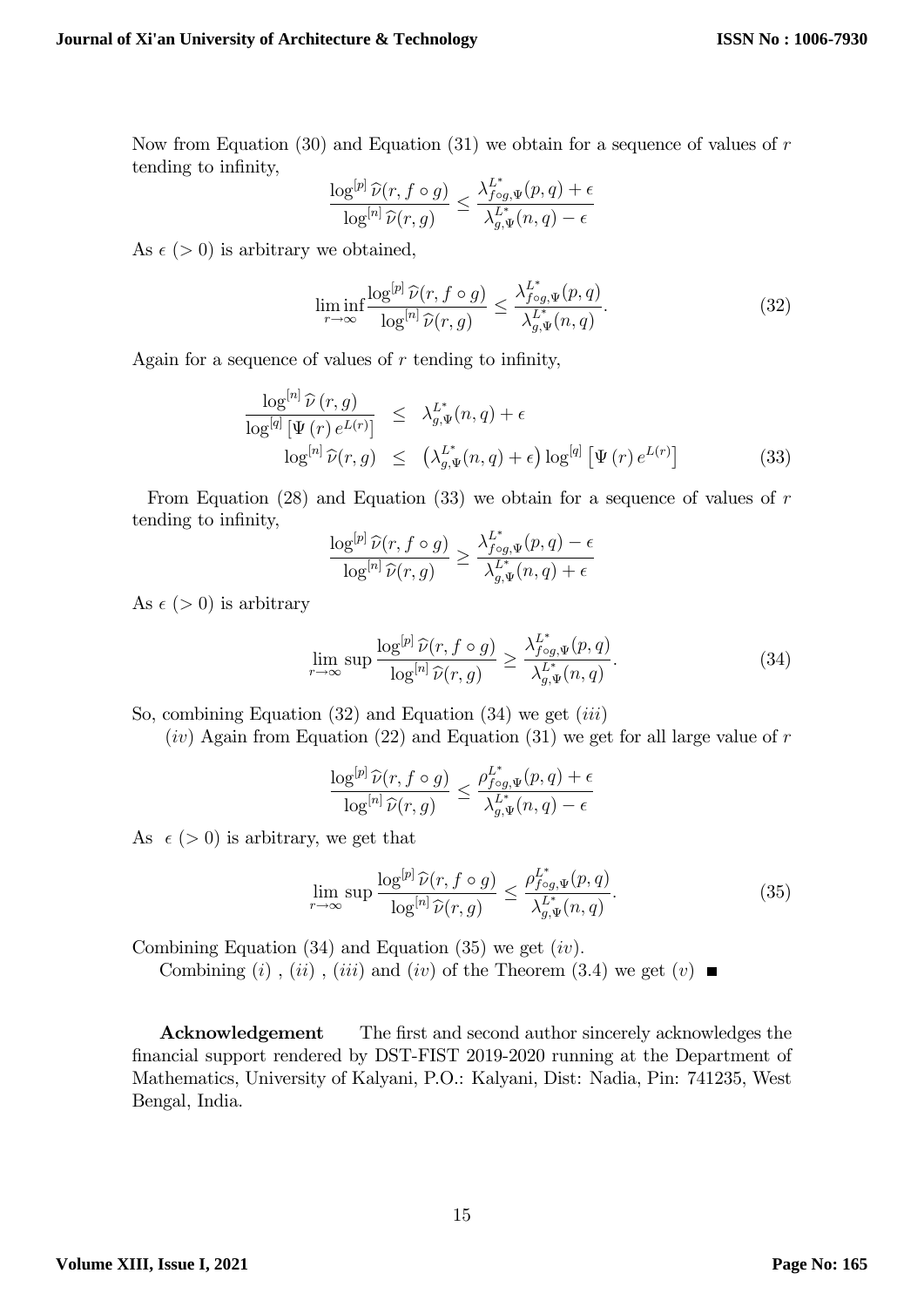Now from Equation (30) and Equation (31) we obtain for a sequence of values of $r$ tending to infinity,

$$\frac{\log^{[p]} \widehat{\nu}(r, f \circ g)}{\log^{[n]} \widehat{\nu}(r, g)} \leq \frac{\lambda_{f \circ g, \Psi}^{L^*}(p, q) + \epsilon}{\lambda_{g, \Psi}^{L^*}(n, q) - \epsilon}$$

As $\epsilon\ (> 0)$ is arbitrary we obtained,

$$\liminf_{r \to \infty} \frac{\log^{[p]} \widehat{\nu}(r, f \circ g)}{\log^{[n]} \widehat{\nu}(r, g)} \leq \frac{\lambda_{f \circ g, \Psi}^{L^*}(p, q)}{\lambda_{g, \Psi}^{L^*}(n, q)}. \tag{32}$$

Again for a sequence of values of $r$ tending to infinity,

$$\begin{aligned} \frac{\log^{[n]} \widehat{\nu}\,(r, g)}{\log^{[q]} \left[\Psi\,(r)\, e^{L(r)}\right]} &\leq \lambda_{g, \Psi}^{L^*}(n, q) + \epsilon \\ \log^{[n]} \widehat{\nu}(r, g) &\leq \left(\lambda_{g, \Psi}^{L^*}(n, q) + \epsilon\right) \log^{[q]} \left[\Psi\,(r)\, e^{L(r)}\right] \end{aligned} \tag{33}$$

From Equation (28) and Equation (33) we obtain for a sequence of values of $r$ tending to infinity,

$$\frac{\log^{[p]} \widehat{\nu}(r, f \circ g)}{\log^{[n]} \widehat{\nu}(r, g)} \geq \frac{\lambda_{f \circ g, \Psi}^{L^*}(p, q) - \epsilon}{\lambda_{g, \Psi}^{L^*}(n, q) + \epsilon}$$

As $\epsilon\ (> 0)$ is arbitrary

$$\limsup_{r \to \infty} \frac{\log^{[p]} \widehat{\nu}(r, f \circ g)}{\log^{[n]} \widehat{\nu}(r, g)} \geq \frac{\lambda_{f \circ g, \Psi}^{L^*}(p, q)}{\lambda_{g, \Psi}^{L^*}(n, q)}. \tag{34}$$

So, combining Equation (32) and Equation (34) we get $(iii)$

$(iv)$ Again from Equation (22) and Equation (31) we get for all large value of $r$

$$\frac{\log^{[p]} \widehat{\nu}(r, f \circ g)}{\log^{[n]} \widehat{\nu}(r, g)} \leq \frac{\rho_{f \circ g, \Psi}^{L^*}(p, q) + \epsilon}{\lambda_{g, \Psi}^{L^*}(n, q) - \epsilon}$$

As $\epsilon\ (> 0)$ is arbitrary, we get that

$$\limsup_{r \to \infty} \frac{\log^{[p]} \widehat{\nu}(r, f \circ g)}{\log^{[n]} \widehat{\nu}(r, g)} \leq \frac{\rho_{f \circ g, \Psi}^{L^*}(p, q)}{\lambda_{g, \Psi}^{L^*}(n, q)}. \tag{35}$$

Combining Equation (34) and Equation (35) we get $(iv)$.

Combining $(i)$ , $(ii)$ , $(iii)$ and $(iv)$ of the Theorem (3.4) we get $(v)$ ∎

**Acknowledgement** The first and second author sincerely acknowledges the financial support rendered by DST-FIST 2019-2020 running at the Department of Mathematics, University of Kalyani, P.O.: Kalyani, Dist: Nadia, Pin: 741235, West Bengal, India.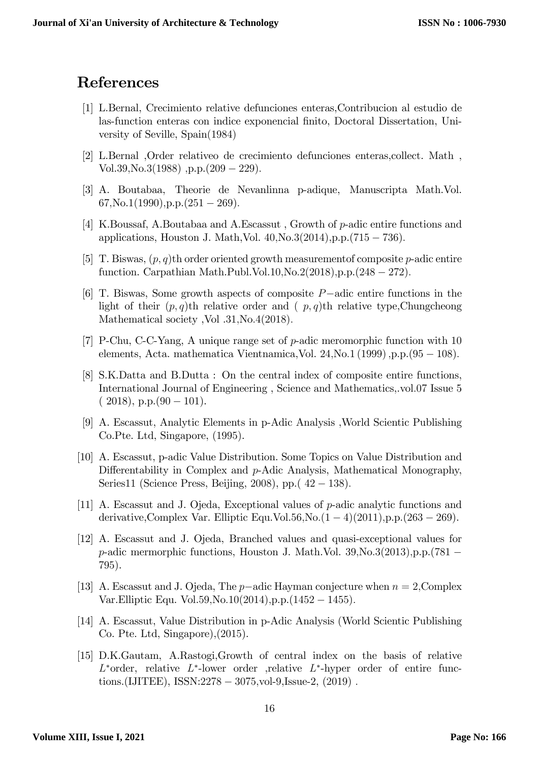## References

[1] L.Bernal, Crecimiento relative defunciones enteras,Contribucion al estudio de las-function enteras con indice exponencial finito, Doctoral Dissertation, University of Seville, Spain(1984)

[2] L.Bernal ,Order relativeo de crecimiento defunciones enteras,collect. Math , Vol.39,No.3(1988) ,p.p.$(209 - 229)$.

[3] A. Boutabaa, Theorie de Nevanlinna p-adique, Manuscripta Math.Vol. 67,No.1(1990),p.p.$(251 - 269)$.

[4] K.Boussaf, A.Boutabaa and A.Escassut , Growth of $p$-adic entire functions and applications, Houston J. Math,Vol. 40,No.3(2014),p.p.$(715 - 736)$.

[5] T. Biswas, $(p, q)$th order oriented growth measurementof composite $p$-adic entire function. Carpathian Math.Publ.Vol.10,No.2(2018),p.p.$(248 - 272)$.

[6] T. Biswas, Some growth aspects of composite $P-$adic entire functions in the light of their $(p, q)$th relative order and ( $p, q$)th relative type,Chungcheong Mathematical society ,Vol .31,No.4(2018).

[7] P-Chu, C-C-Yang, A unique range set of $p$-adic meromorphic function with 10 elements, Acta. mathematica Vientnamica,Vol. 24,No.1 (1999) ,p.p.$(95 - 108)$.

[8] S.K.Datta and B.Dutta : On the central index of composite entire functions, International Journal of Engineering , Science and Mathematics,.vol.07 Issue 5 ( 2018), p.p.$(90 - 101)$.

[9] A. Escassut, Analytic Elements in p-Adic Analysis ,World Scientic Publishing Co.Pte. Ltd, Singapore, (1995).

[10] A. Escassut, p-adic Value Distribution. Some Topics on Value Distribution and Differentability in Complex and $p$-Adic Analysis, Mathematical Monography, Series11 (Science Press, Beijing, 2008), pp.( $42 - 138$).

[11] A. Escassut and J. Ojeda, Exceptional values of $p$-adic analytic functions and derivative,Complex Var. Elliptic Equ.Vol.56,No.$(1 - 4)$(2011),p.p.$(263 - 269)$.

[12] A. Escassut and J. Ojeda, Branched values and quasi-exceptional values for $p$-adic mermorphic functions, Houston J. Math.Vol. 39,No.3(2013),p.p.$(781 - 795)$.

[13] A. Escassut and J. Ojeda, The $p-$adic Hayman conjecture when $n = 2$,Complex Var.Elliptic Equ. Vol.59,No.10(2014),p.p.$(1452 - 1455)$.

[14] A. Escassut, Value Distribution in p-Adic Analysis (World Scientic Publishing Co. Pte. Ltd, Singapore),(2015).

[15] D.K.Gautam, A.Rastogi,Growth of central index on the basis of relative $L^{*}$order, relative $L^{*}$-lower order ,relative $L^{*}$-hyper order of entire functions.(IJITEE), ISSN:$2278 - 3075$,vol-9,Issue-2, (2019) .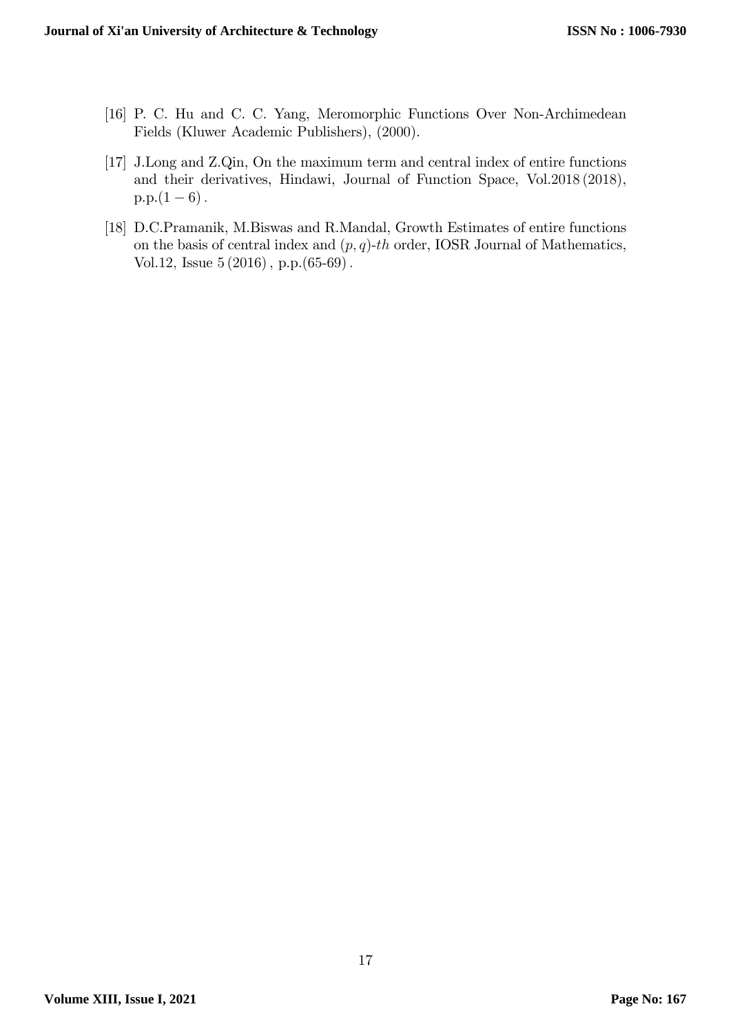[16] P. C. Hu and C. C. Yang, Meromorphic Functions Over Non-Archimedean Fields (Kluwer Academic Publishers), (2000).

[17] J.Long and Z.Qin, On the maximum term and central index of entire functions and their derivatives, Hindawi, Journal of Function Space, Vol.2018 (2018), p.p.$(1-6)$.

[18] D.C.Pramanik, M.Biswas and R.Mandal, Growth Estimates of entire functions on the basis of central index and $(p,q)$-$th$ order, IOSR Journal of Mathematics, Vol.12, Issue 5 (2016), p.p.(65-69).